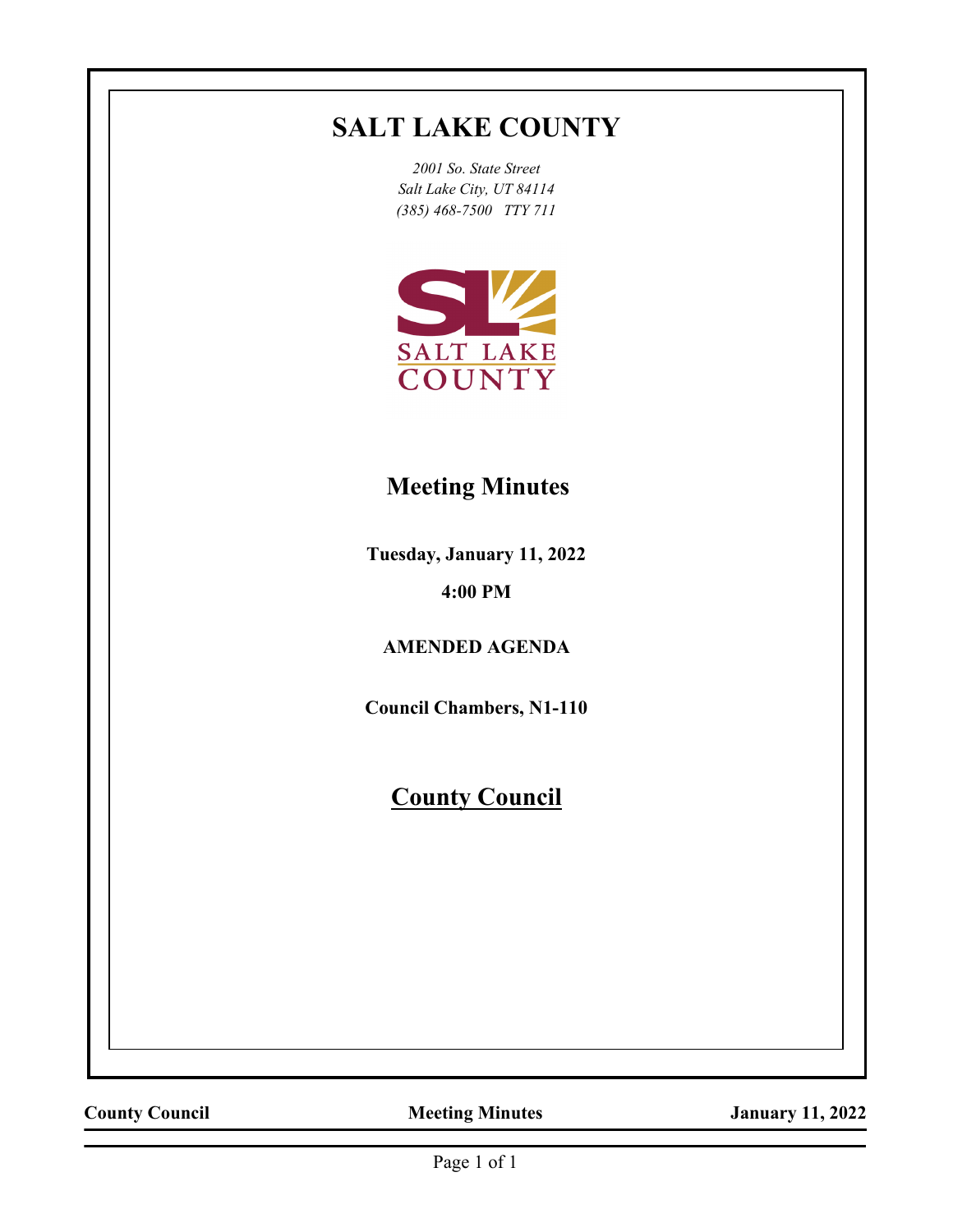# SALT LAKE COUNTY

*2001 So. State Street*
*Salt Lake City, UT 84114*
*(385) 468-7500 TTY 711*

SALT LAKE
COUNTY

## Meeting Minutes

**Tuesday, January 11, 2022**

**4:00 PM**

**AMENDED AGENDA**

**Council Chambers, N1-110**

## County Council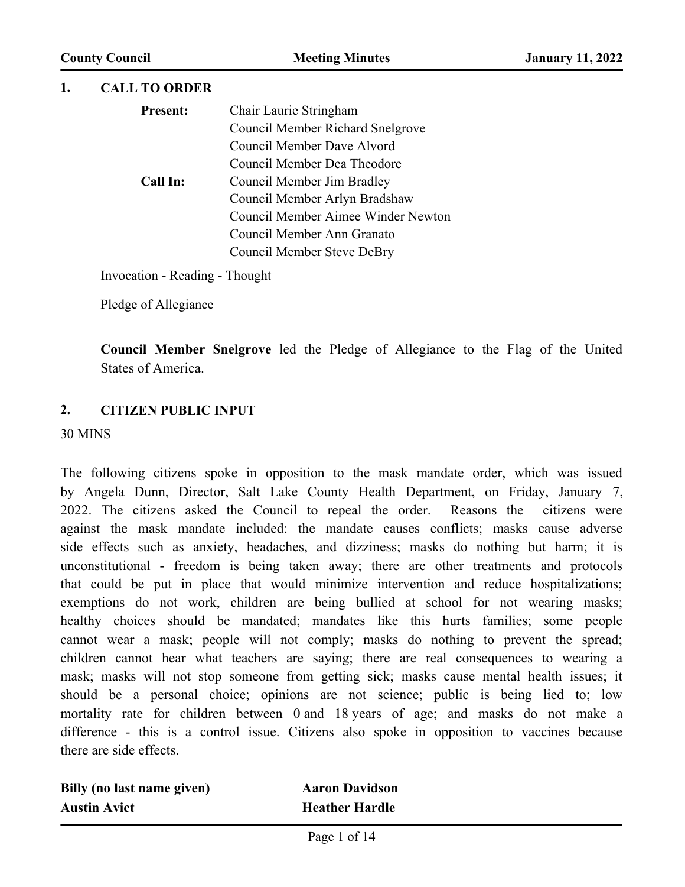## 1. CALL TO ORDER

| | |
|---|---|
| **Present:** | Chair Laurie Stringham |
| | Council Member Richard Snelgrove |
| | Council Member Dave Alvord |
| | Council Member Dea Theodore |
| **Call In:** | Council Member Jim Bradley |
| | Council Member Arlyn Bradshaw |
| | Council Member Aimee Winder Newton |
| | Council Member Ann Granato |
| | Council Member Steve DeBry |

Invocation - Reading - Thought

Pledge of Allegiance

**Council Member Snelgrove** led the Pledge of Allegiance to the Flag of the United States of America.

## 2. CITIZEN PUBLIC INPUT

30 MINS

The following citizens spoke in opposition to the mask mandate order, which was issued by Angela Dunn, Director, Salt Lake County Health Department, on Friday, January 7, 2022. The citizens asked the Council to repeal the order. Reasons the citizens were against the mask mandate included: the mandate causes conflicts; masks cause adverse side effects such as anxiety, headaches, and dizziness; masks do nothing but harm; it is unconstitutional - freedom is being taken away; there are other treatments and protocols that could be put in place that would minimize intervention and reduce hospitalizations; exemptions do not work, children are being bullied at school for not wearing masks; healthy choices should be mandated; mandates like this hurts families; some people cannot wear a mask; people will not comply; masks do nothing to prevent the spread; children cannot hear what teachers are saying; there are real consequences to wearing a mask; masks will not stop someone from getting sick; masks cause mental health issues; it should be a personal choice; opinions are not science; public is being lied to; low mortality rate for children between 0 and 18 years of age; and masks do not make a difference - this is a control issue. Citizens also spoke in opposition to vaccines because there are side effects.

| | |
|---|---|
| **Billy (no last name given)** | **Aaron Davidson** |
| **Austin Avict** | **Heather Hardle** |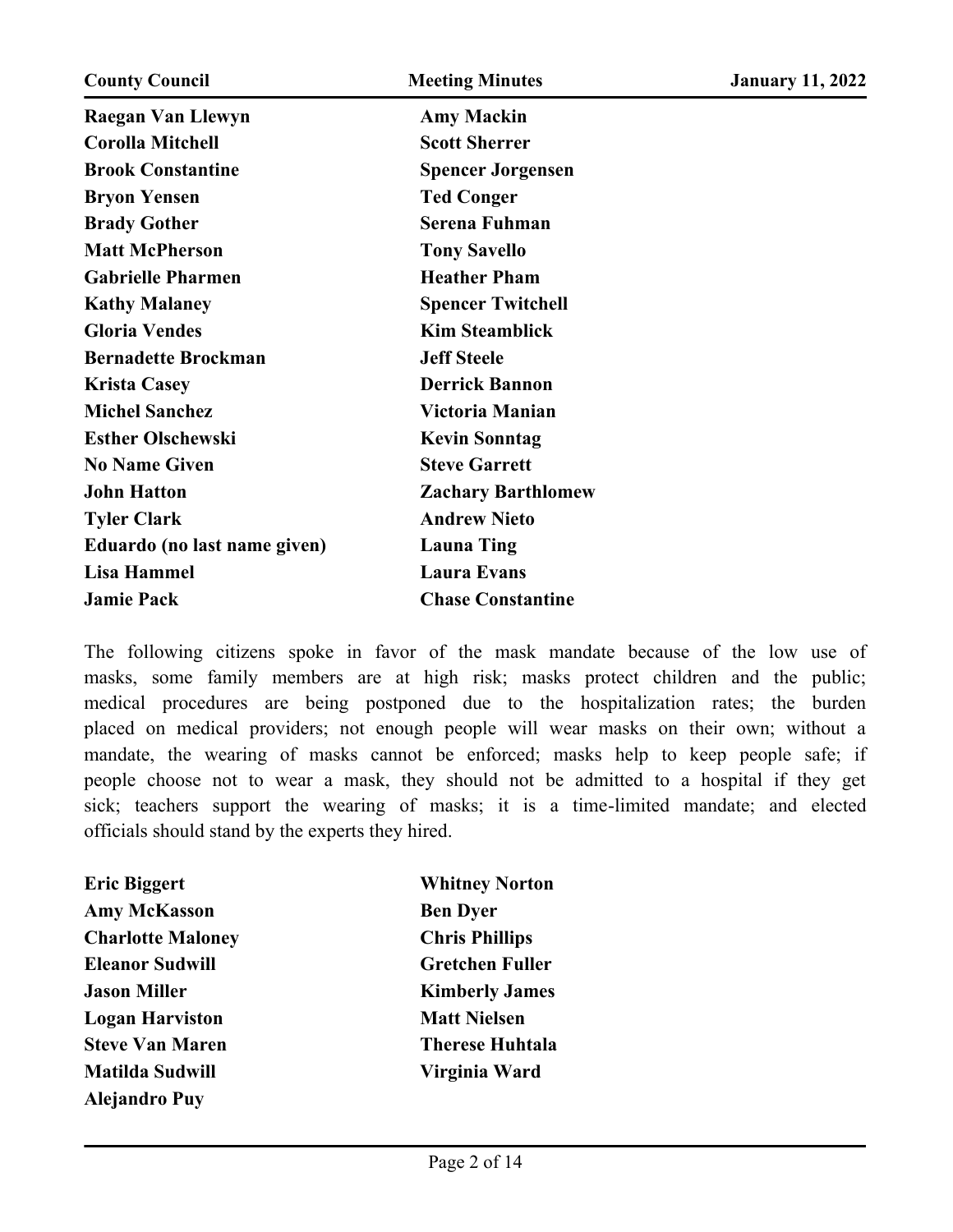**Raegan Van Llewyn** **Amy Mackin**
**Corolla Mitchell** **Scott Sherrer**
**Brook Constantine** **Spencer Jorgensen**
**Bryon Yensen** **Ted Conger**
**Brady Gother** **Serena Fuhman**
**Matt McPherson** **Tony Savello**
**Gabrielle Pharmen** **Heather Pham**
**Kathy Malaney** **Spencer Twitchell**
**Gloria Vendes** **Kim Steamblick**
**Bernadette Brockman** **Jeff Steele**
**Krista Casey** **Derrick Bannon**
**Michel Sanchez** **Victoria Manian**
**Esther Olschewski** **Kevin Sonntag**
**No Name Given** **Steve Garrett**
**John Hatton** **Zachary Barthlomew**
**Tyler Clark** **Andrew Nieto**
**Eduardo (no last name given)** **Launa Ting**
**Lisa Hammel** **Laura Evans**
**Jamie Pack** **Chase Constantine**

The following citizens spoke in favor of the mask mandate because of the low use of masks, some family members are at high risk; masks protect children and the public; medical procedures are being postponed due to the hospitalization rates; the burden placed on medical providers; not enough people will wear masks on their own; without a mandate, the wearing of masks cannot be enforced; masks help to keep people safe; if people choose not to wear a mask, they should not be admitted to a hospital if they get sick; teachers support the wearing of masks; it is a time-limited mandate; and elected officials should stand by the experts they hired.

**Eric Biggert** **Whitney Norton**
**Amy McKasson** **Ben Dyer**
**Charlotte Maloney** **Chris Phillips**
**Eleanor Sudwill** **Gretchen Fuller**
**Jason Miller** **Kimberly James**
**Logan Harviston** **Matt Nielsen**
**Steve Van Maren** **Therese Huhtala**
**Matilda Sudwill** **Virginia Ward**
**Alejandro Puy**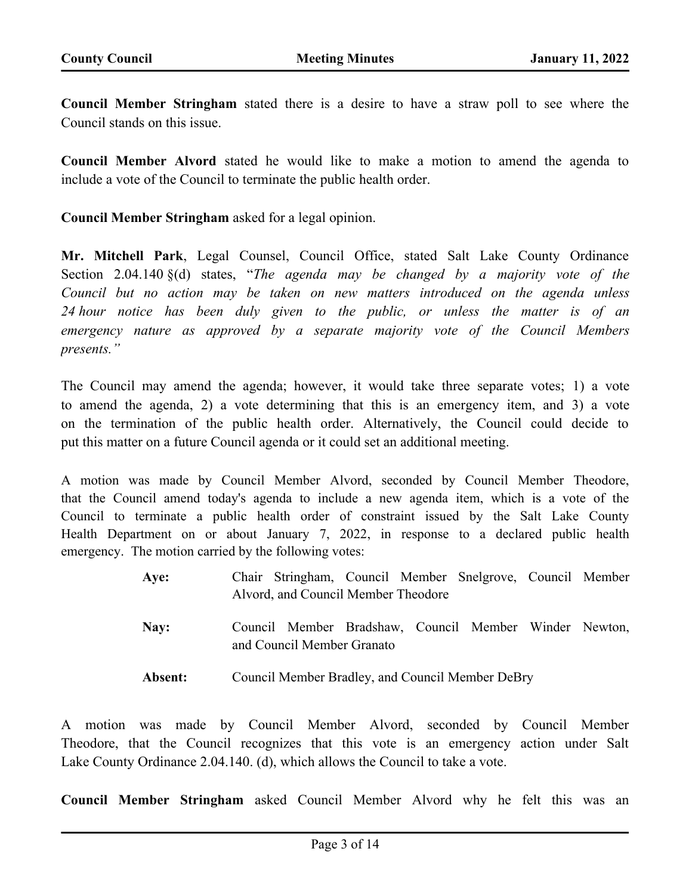**Council Member Stringham** stated there is a desire to have a straw poll to see where the Council stands on this issue.

**Council Member Alvord** stated he would like to make a motion to amend the agenda to include a vote of the Council to terminate the public health order.

**Council Member Stringham** asked for a legal opinion.

**Mr. Mitchell Park**, Legal Counsel, Council Office, stated Salt Lake County Ordinance Section 2.04.140 §(d) states, "*The agenda may be changed by a majority vote of the Council but no action may be taken on new matters introduced on the agenda unless 24 hour notice has been duly given to the public, or unless the matter is of an emergency nature as approved by a separate majority vote of the Council Members presents.*"

The Council may amend the agenda; however, it would take three separate votes; 1) a vote to amend the agenda, 2) a vote determining that this is an emergency item, and 3) a vote on the termination of the public health order. Alternatively, the Council could decide to put this matter on a future Council agenda or it could set an additional meeting.

A motion was made by Council Member Alvord, seconded by Council Member Theodore, that the Council amend today's agenda to include a new agenda item, which is a vote of the Council to terminate a public health order of constraint issued by the Salt Lake County Health Department on or about January 7, 2022, in response to a declared public health emergency. The motion carried by the following votes:

| | |
|---|---|
| **Aye:** | Chair Stringham, Council Member Snelgrove, Council Member Alvord, and Council Member Theodore |
| **Nay:** | Council Member Bradshaw, Council Member Winder Newton, and Council Member Granato |
| **Absent:** | Council Member Bradley, and Council Member DeBry |

A motion was made by Council Member Alvord, seconded by Council Member Theodore, that the Council recognizes that this vote is an emergency action under Salt Lake County Ordinance 2.04.140. (d), which allows the Council to take a vote.

**Council Member Stringham** asked Council Member Alvord why he felt this was an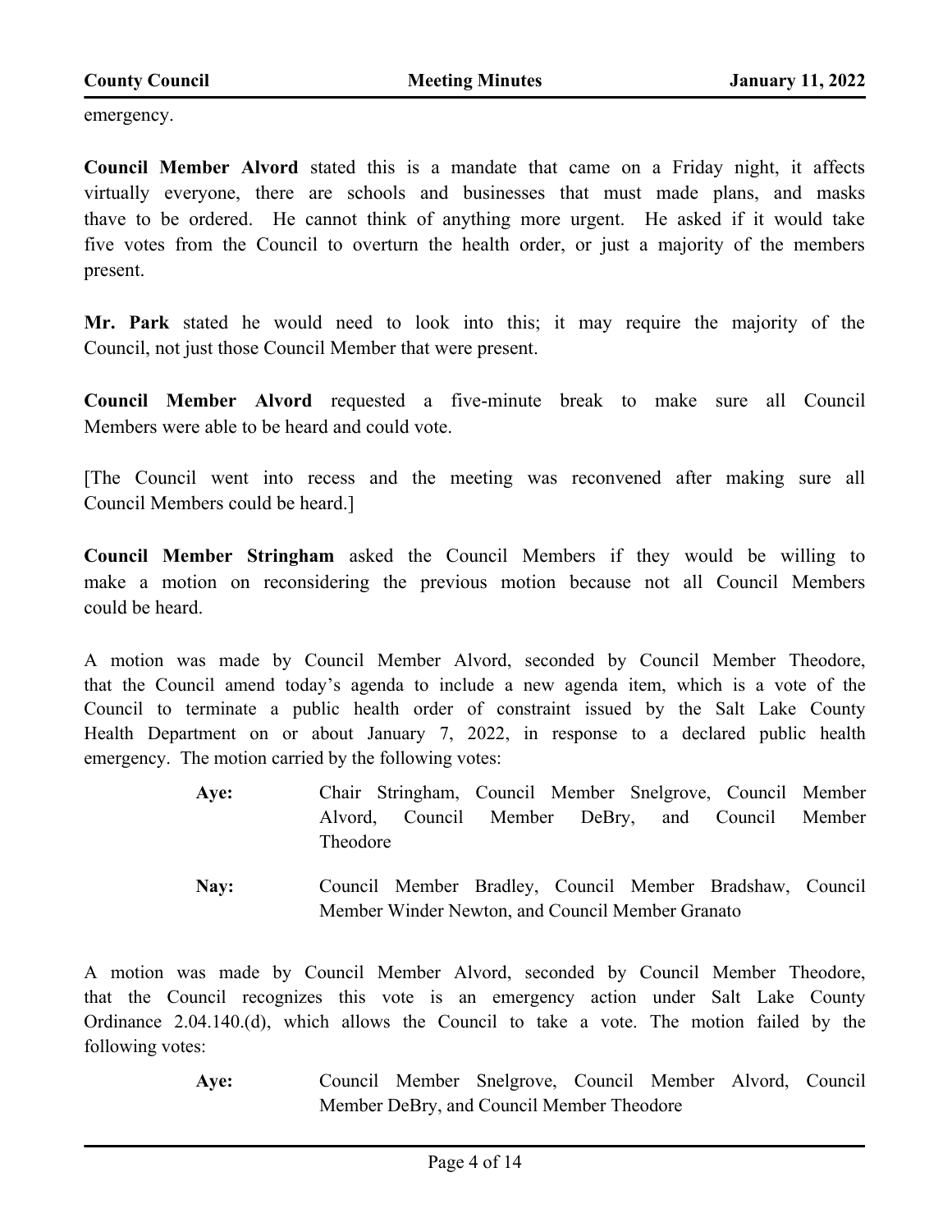emergency.

**Council Member Alvord** stated this is a mandate that came on a Friday night, it affects virtually everyone, there are schools and businesses that must made plans, and masks thave to be ordered. He cannot think of anything more urgent. He asked if it would take five votes from the Council to overturn the health order, or just a majority of the members present.

**Mr. Park** stated he would need to look into this; it may require the majority of the Council, not just those Council Member that were present.

**Council Member Alvord** requested a five-minute break to make sure all Council Members were able to be heard and could vote.

[The Council went into recess and the meeting was reconvened after making sure all Council Members could be heard.]

**Council Member Stringham** asked the Council Members if they would be willing to make a motion on reconsidering the previous motion because not all Council Members could be heard.

A motion was made by Council Member Alvord, seconded by Council Member Theodore, that the Council amend today's agenda to include a new agenda item, which is a vote of the Council to terminate a public health order of constraint issued by the Salt Lake County Health Department on or about January 7, 2022, in response to a declared public health emergency. The motion carried by the following votes:

**Aye:** Chair Stringham, Council Member Snelgrove, Council Member Alvord, Council Member DeBry, and Council Member Theodore

**Nay:** Council Member Bradley, Council Member Bradshaw, Council Member Winder Newton, and Council Member Granato

A motion was made by Council Member Alvord, seconded by Council Member Theodore, that the Council recognizes this vote is an emergency action under Salt Lake County Ordinance 2.04.140.(d), which allows the Council to take a vote. The motion failed by the following votes:

**Aye:** Council Member Snelgrove, Council Member Alvord, Council Member DeBry, and Council Member Theodore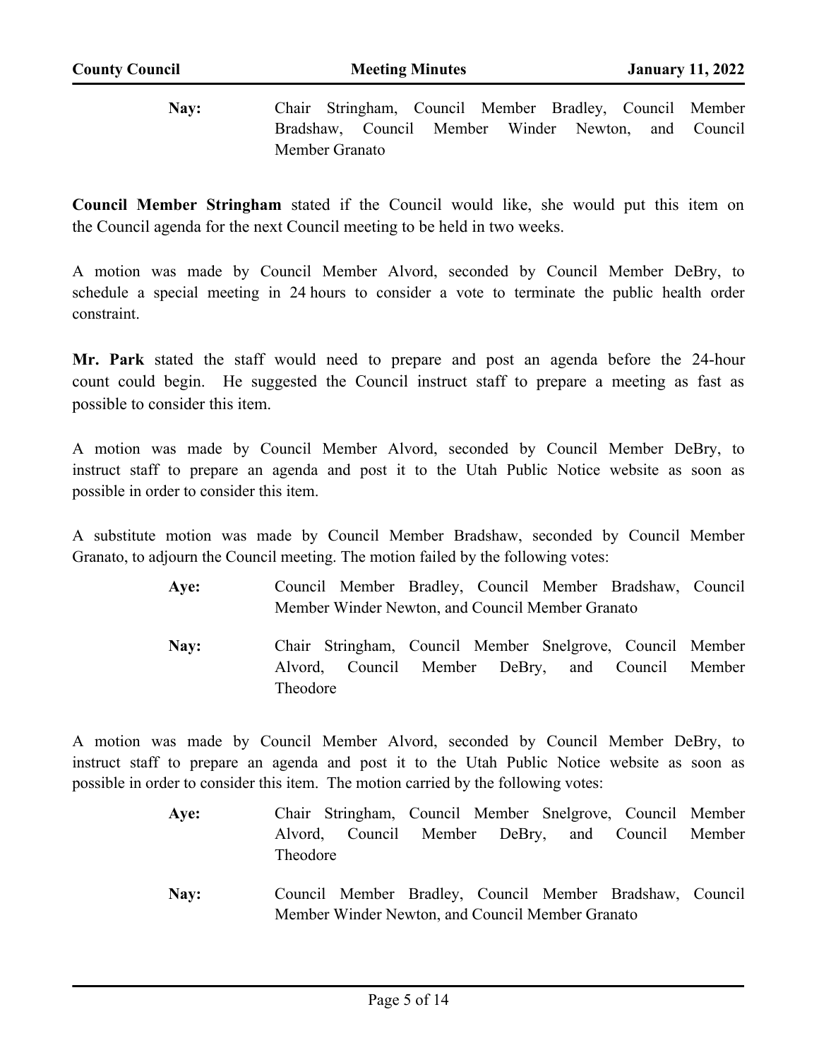**Nay:** Chair Stringham, Council Member Bradley, Council Member Bradshaw, Council Member Winder Newton, and Council Member Granato

**Council Member Stringham** stated if the Council would like, she would put this item on the Council agenda for the next Council meeting to be held in two weeks.

A motion was made by Council Member Alvord, seconded by Council Member DeBry, to schedule a special meeting in 24 hours to consider a vote to terminate the public health order constraint.

**Mr. Park** stated the staff would need to prepare and post an agenda before the 24-hour count could begin. He suggested the Council instruct staff to prepare a meeting as fast as possible to consider this item.

A motion was made by Council Member Alvord, seconded by Council Member DeBry, to instruct staff to prepare an agenda and post it to the Utah Public Notice website as soon as possible in order to consider this item.

A substitute motion was made by Council Member Bradshaw, seconded by Council Member Granato, to adjourn the Council meeting. The motion failed by the following votes:

**Aye:** Council Member Bradley, Council Member Bradshaw, Council Member Winder Newton, and Council Member Granato

**Nay:** Chair Stringham, Council Member Snelgrove, Council Member Alvord, Council Member DeBry, and Council Member Theodore

A motion was made by Council Member Alvord, seconded by Council Member DeBry, to instruct staff to prepare an agenda and post it to the Utah Public Notice website as soon as possible in order to consider this item. The motion carried by the following votes:

**Aye:** Chair Stringham, Council Member Snelgrove, Council Member Alvord, Council Member DeBry, and Council Member Theodore

**Nay:** Council Member Bradley, Council Member Bradshaw, Council Member Winder Newton, and Council Member Granato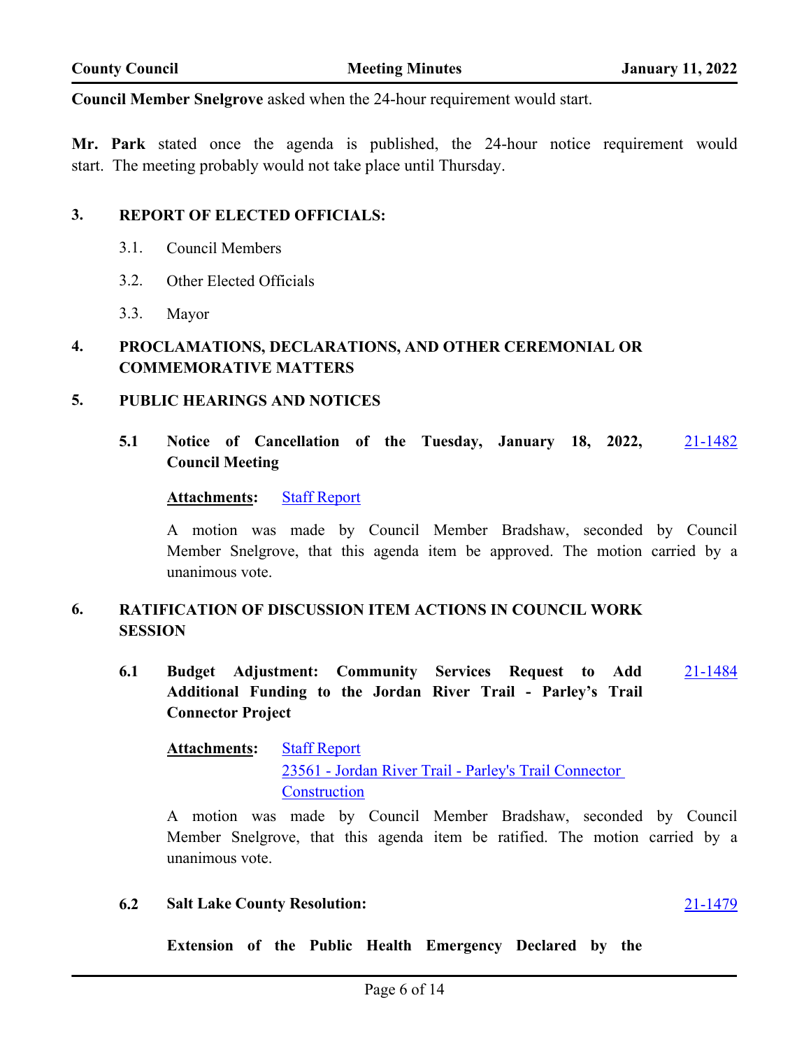**Council Member Snelgrove** asked when the 24-hour requirement would start.

**Mr. Park** stated once the agenda is published, the 24-hour notice requirement would start. The meeting probably would not take place until Thursday.

## 3. REPORT OF ELECTED OFFICIALS:

3.1. Council Members

3.2. Other Elected Officials

3.3. Mayor

## 4. PROCLAMATIONS, DECLARATIONS, AND OTHER CEREMONIAL OR COMMEMORATIVE MATTERS

## 5. PUBLIC HEARINGS AND NOTICES

### 5.1 Notice of Cancellation of the Tuesday, January 18, 2022, Council Meeting — 21-1482

**Attachments:** Staff Report

A motion was made by Council Member Bradshaw, seconded by Council Member Snelgrove, that this agenda item be approved. The motion carried by a unanimous vote.

## 6. RATIFICATION OF DISCUSSION ITEM ACTIONS IN COUNCIL WORK SESSION

### 6.1 Budget Adjustment: Community Services Request to Add Additional Funding to the Jordan River Trail - Parley's Trail Connector Project — 21-1484

**Attachments:** Staff Report
23561 - Jordan River Trail - Parley's Trail Connector Construction

A motion was made by Council Member Bradshaw, seconded by Council Member Snelgrove, that this agenda item be ratified. The motion carried by a unanimous vote.

### 6.2 Salt Lake County Resolution: — 21-1479

**Extension of the Public Health Emergency Declared by the**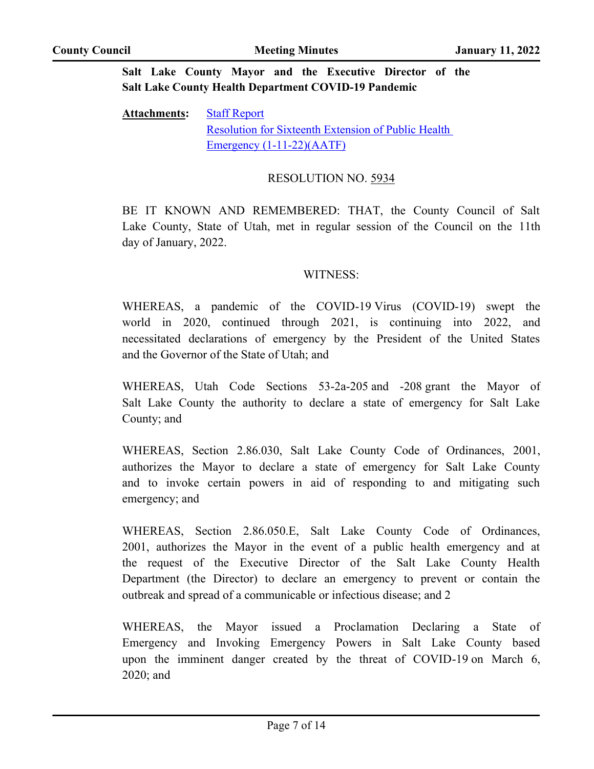**Salt Lake County Mayor and the Executive Director of the Salt Lake County Health Department COVID-19 Pandemic**

**Attachments:** Staff Report
Resolution for Sixteenth Extension of Public Health Emergency (1-11-22)(AATF)

RESOLUTION NO. 5934

BE IT KNOWN AND REMEMBERED: THAT, the County Council of Salt Lake County, State of Utah, met in regular session of the Council on the 11th day of January, 2022.

WITNESS:

WHEREAS, a pandemic of the COVID-19 Virus (COVID-19) swept the world in 2020, continued through 2021, is continuing into 2022, and necessitated declarations of emergency by the President of the United States and the Governor of the State of Utah; and

WHEREAS, Utah Code Sections 53-2a-205 and -208 grant the Mayor of Salt Lake County the authority to declare a state of emergency for Salt Lake County; and

WHEREAS, Section 2.86.030, Salt Lake County Code of Ordinances, 2001, authorizes the Mayor to declare a state of emergency for Salt Lake County and to invoke certain powers in aid of responding to and mitigating such emergency; and

WHEREAS, Section 2.86.050.E, Salt Lake County Code of Ordinances, 2001, authorizes the Mayor in the event of a public health emergency and at the request of the Executive Director of the Salt Lake County Health Department (the Director) to declare an emergency to prevent or contain the outbreak and spread of a communicable or infectious disease; and 2

WHEREAS, the Mayor issued a Proclamation Declaring a State of Emergency and Invoking Emergency Powers in Salt Lake County based upon the imminent danger created by the threat of COVID-19 on March 6, 2020; and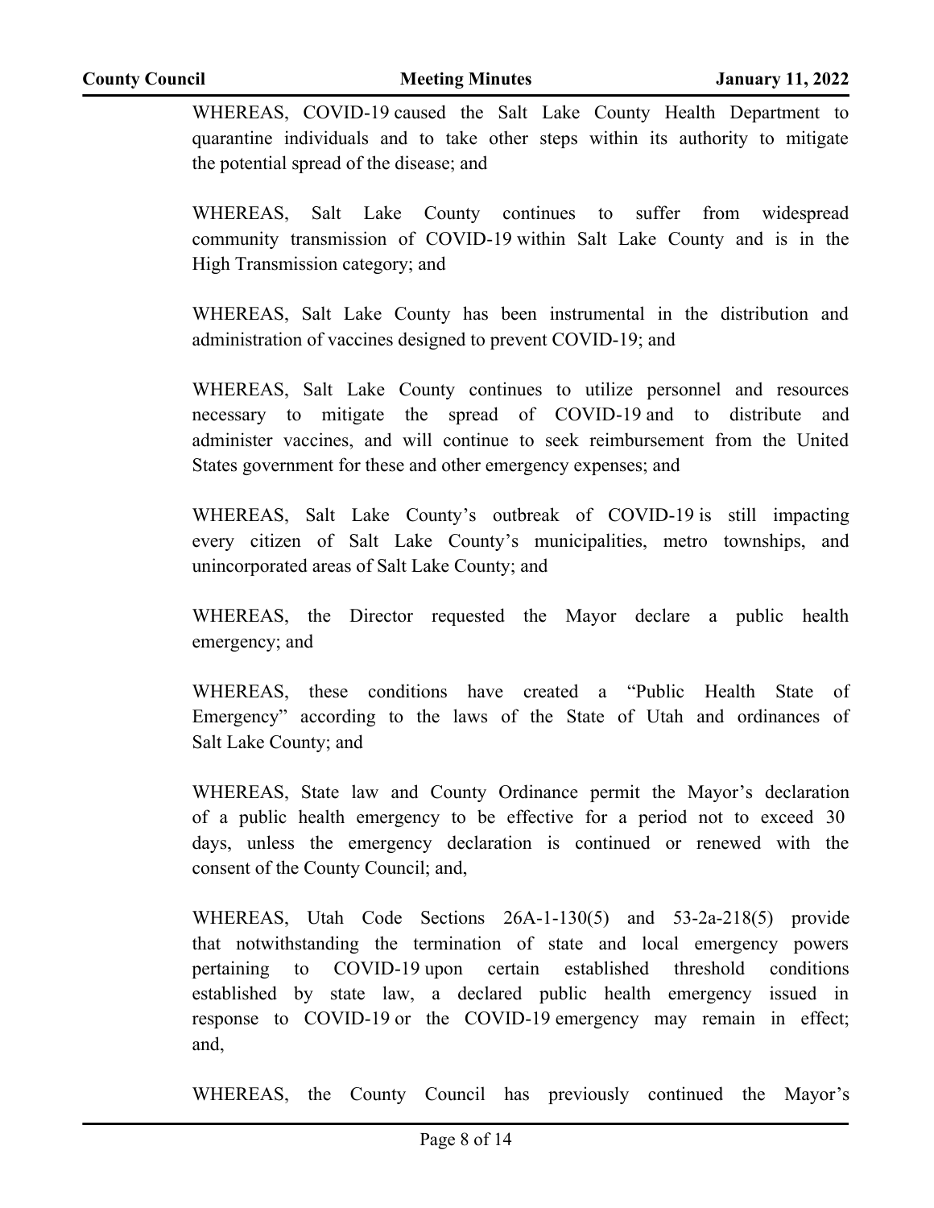WHEREAS, COVID-19 caused the Salt Lake County Health Department to quarantine individuals and to take other steps within its authority to mitigate the potential spread of the disease; and

WHEREAS, Salt Lake County continues to suffer from widespread community transmission of COVID-19 within Salt Lake County and is in the High Transmission category; and

WHEREAS, Salt Lake County has been instrumental in the distribution and administration of vaccines designed to prevent COVID-19; and

WHEREAS, Salt Lake County continues to utilize personnel and resources necessary to mitigate the spread of COVID-19 and to distribute and administer vaccines, and will continue to seek reimbursement from the United States government for these and other emergency expenses; and

WHEREAS, Salt Lake County's outbreak of COVID-19 is still impacting every citizen of Salt Lake County's municipalities, metro townships, and unincorporated areas of Salt Lake County; and

WHEREAS, the Director requested the Mayor declare a public health emergency; and

WHEREAS, these conditions have created a "Public Health State of Emergency" according to the laws of the State of Utah and ordinances of Salt Lake County; and

WHEREAS, State law and County Ordinance permit the Mayor's declaration of a public health emergency to be effective for a period not to exceed 30 days, unless the emergency declaration is continued or renewed with the consent of the County Council; and,

WHEREAS, Utah Code Sections 26A-1-130(5) and 53-2a-218(5) provide that notwithstanding the termination of state and local emergency powers pertaining to COVID-19 upon certain established threshold conditions established by state law, a declared public health emergency issued in response to COVID-19 or the COVID-19 emergency may remain in effect; and,

WHEREAS, the County Council has previously continued the Mayor's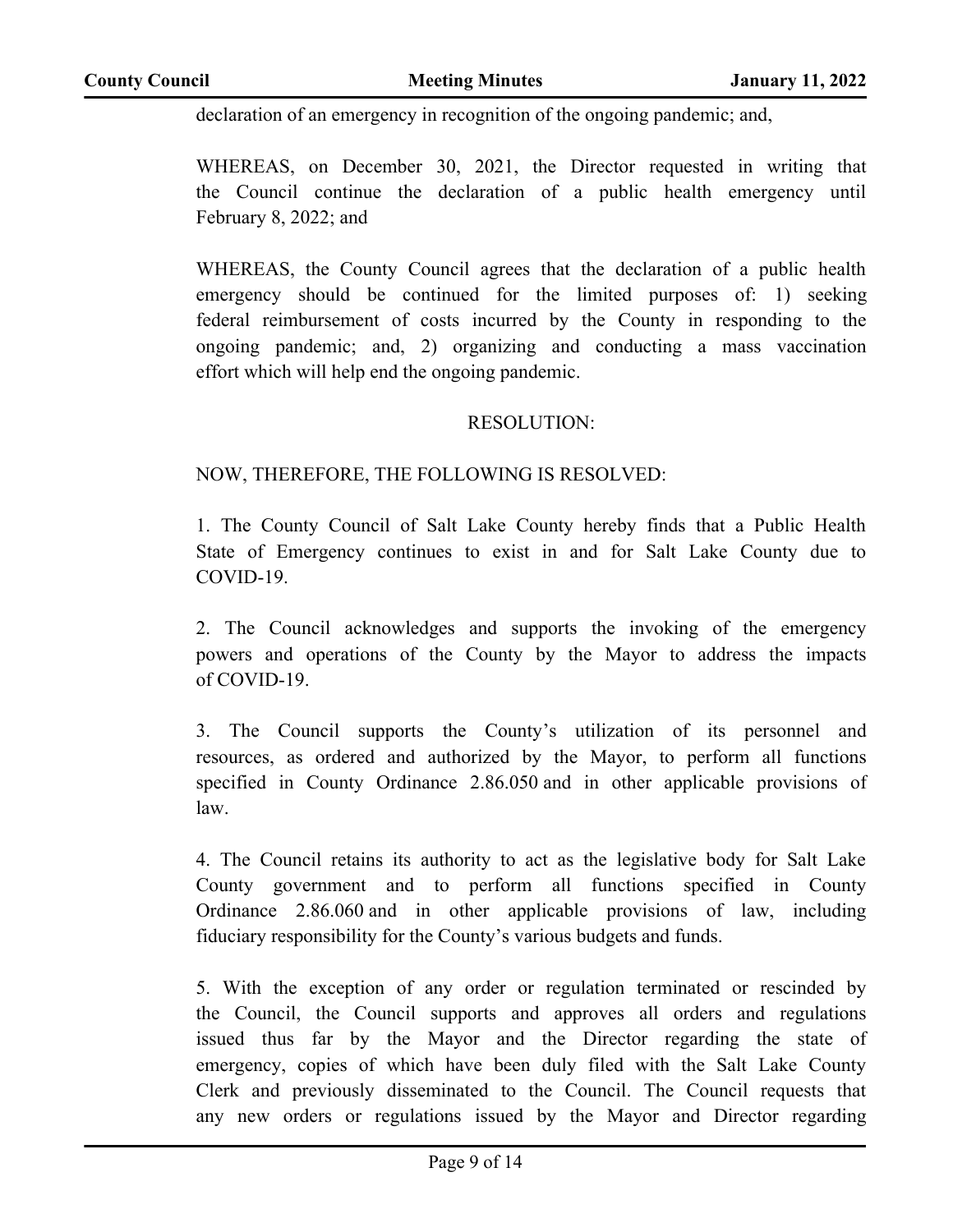declaration of an emergency in recognition of the ongoing pandemic; and,

WHEREAS, on December 30, 2021, the Director requested in writing that the Council continue the declaration of a public health emergency until February 8, 2022; and

WHEREAS, the County Council agrees that the declaration of a public health emergency should be continued for the limited purposes of: 1) seeking federal reimbursement of costs incurred by the County in responding to the ongoing pandemic; and, 2) organizing and conducting a mass vaccination effort which will help end the ongoing pandemic.

RESOLUTION:

NOW, THEREFORE, THE FOLLOWING IS RESOLVED:

1. The County Council of Salt Lake County hereby finds that a Public Health State of Emergency continues to exist in and for Salt Lake County due to COVID-19.

2. The Council acknowledges and supports the invoking of the emergency powers and operations of the County by the Mayor to address the impacts of COVID-19.

3. The Council supports the County's utilization of its personnel and resources, as ordered and authorized by the Mayor, to perform all functions specified in County Ordinance 2.86.050 and in other applicable provisions of law.

4. The Council retains its authority to act as the legislative body for Salt Lake County government and to perform all functions specified in County Ordinance 2.86.060 and in other applicable provisions of law, including fiduciary responsibility for the County's various budgets and funds.

5. With the exception of any order or regulation terminated or rescinded by the Council, the Council supports and approves all orders and regulations issued thus far by the Mayor and the Director regarding the state of emergency, copies of which have been duly filed with the Salt Lake County Clerk and previously disseminated to the Council. The Council requests that any new orders or regulations issued by the Mayor and Director regarding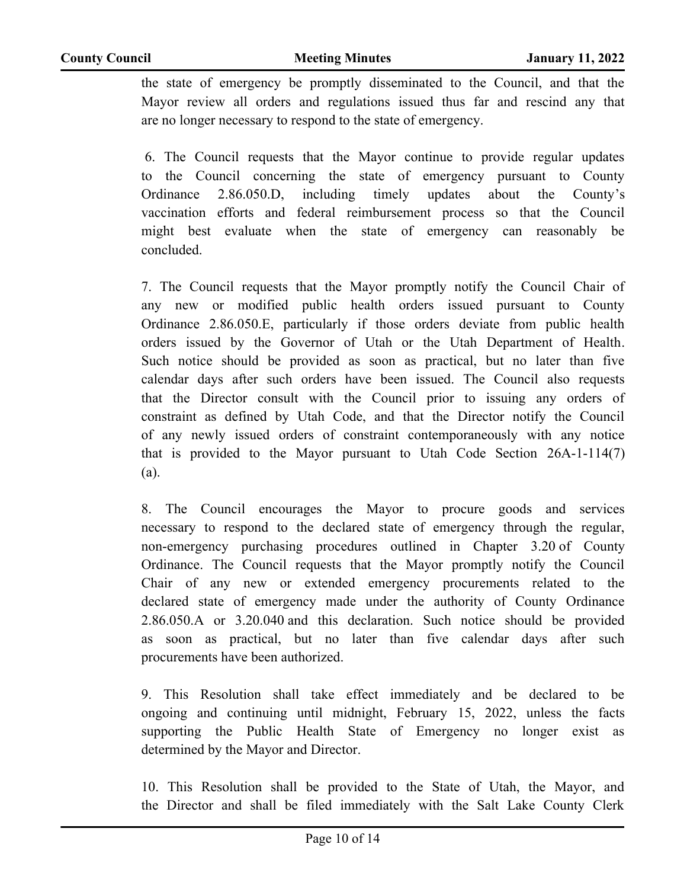the state of emergency be promptly disseminated to the Council, and that the Mayor review all orders and regulations issued thus far and rescind any that are no longer necessary to respond to the state of emergency.

6. The Council requests that the Mayor continue to provide regular updates to the Council concerning the state of emergency pursuant to County Ordinance 2.86.050.D, including timely updates about the County's vaccination efforts and federal reimbursement process so that the Council might best evaluate when the state of emergency can reasonably be concluded.

7. The Council requests that the Mayor promptly notify the Council Chair of any new or modified public health orders issued pursuant to County Ordinance 2.86.050.E, particularly if those orders deviate from public health orders issued by the Governor of Utah or the Utah Department of Health. Such notice should be provided as soon as practical, but no later than five calendar days after such orders have been issued. The Council also requests that the Director consult with the Council prior to issuing any orders of constraint as defined by Utah Code, and that the Director notify the Council of any newly issued orders of constraint contemporaneously with any notice that is provided to the Mayor pursuant to Utah Code Section 26A-1-114(7)(a).

8. The Council encourages the Mayor to procure goods and services necessary to respond to the declared state of emergency through the regular, non-emergency purchasing procedures outlined in Chapter 3.20 of County Ordinance. The Council requests that the Mayor promptly notify the Council Chair of any new or extended emergency procurements related to the declared state of emergency made under the authority of County Ordinance 2.86.050.A or 3.20.040 and this declaration. Such notice should be provided as soon as practical, but no later than five calendar days after such procurements have been authorized.

9. This Resolution shall take effect immediately and be declared to be ongoing and continuing until midnight, February 15, 2022, unless the facts supporting the Public Health State of Emergency no longer exist as determined by the Mayor and Director.

10. This Resolution shall be provided to the State of Utah, the Mayor, and the Director and shall be filed immediately with the Salt Lake County Clerk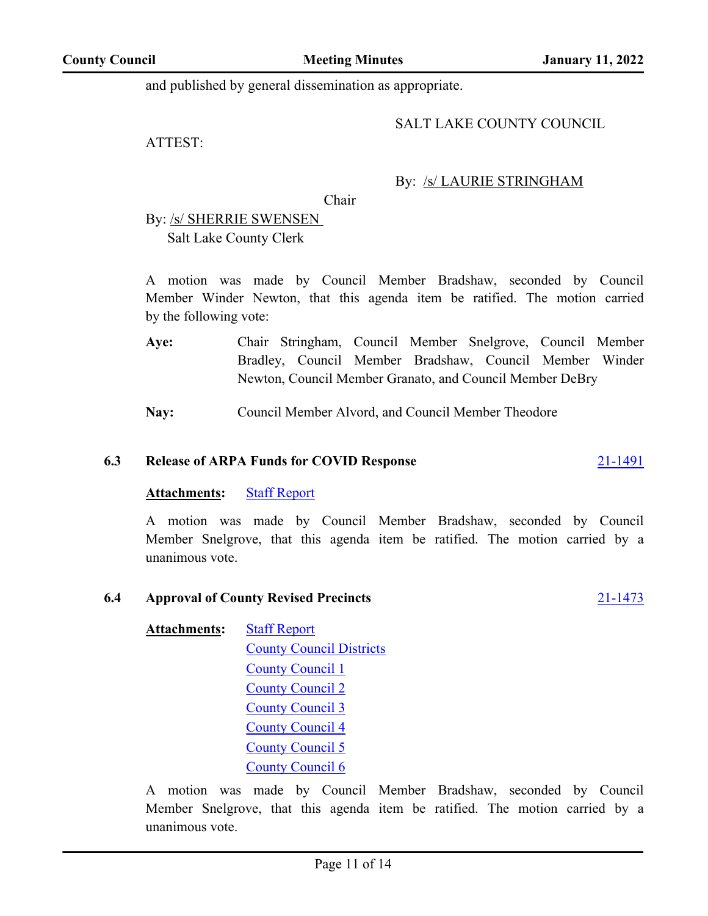and published by general dissemination as appropriate.

SALT LAKE COUNTY COUNCIL

ATTEST:

By: /s/ LAURIE STRINGHAM

Chair

By: /s/ SHERRIE SWENSEN
Salt Lake County Clerk

A motion was made by Council Member Bradshaw, seconded by Council Member Winder Newton, that this agenda item be ratified. The motion carried by the following vote:

**Aye:** Chair Stringham, Council Member Snelgrove, Council Member Bradley, Council Member Bradshaw, Council Member Winder Newton, Council Member Granato, and Council Member DeBry

**Nay:** Council Member Alvord, and Council Member Theodore

### 6.3 Release of ARPA Funds for COVID Response 21-1491

**Attachments:** Staff Report

A motion was made by Council Member Bradshaw, seconded by Council Member Snelgrove, that this agenda item be ratified. The motion carried by a unanimous vote.

### 6.4 Approval of County Revised Precincts 21-1473

**Attachments:** Staff Report
County Council Districts
County Council 1
County Council 2
County Council 3
County Council 4
County Council 5
County Council 6

A motion was made by Council Member Bradshaw, seconded by Council Member Snelgrove, that this agenda item be ratified. The motion carried by a unanimous vote.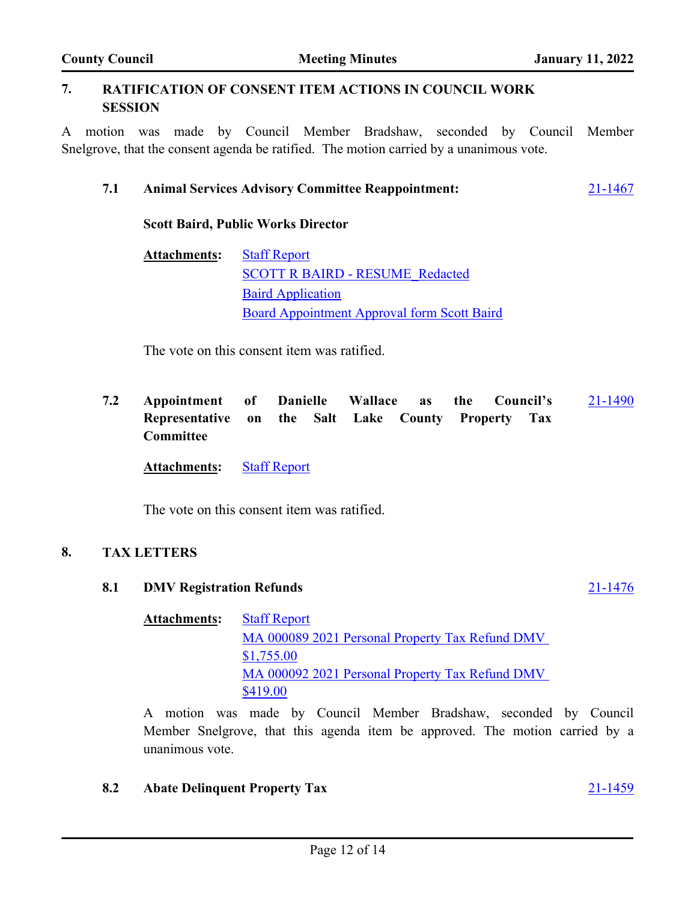## 7. RATIFICATION OF CONSENT ITEM ACTIONS IN COUNCIL WORK SESSION

A motion was made by Council Member Bradshaw, seconded by Council Member Snelgrove, that the consent agenda be ratified. The motion carried by a unanimous vote.

### 7.1 Animal Services Advisory Committee Reappointment: 21-1467

**Scott Baird, Public Works Director**

**Attachments:** Staff Report
SCOTT R BAIRD - RESUME_Redacted
Baird Application
Board Appointment Approval form Scott Baird

The vote on this consent item was ratified.

### 7.2 Appointment of Danielle Wallace as the Council's Representative on the Salt Lake County Property Tax Committee 21-1490

**Attachments:** Staff Report

The vote on this consent item was ratified.

## 8. TAX LETTERS

### 8.1 DMV Registration Refunds 21-1476

**Attachments:** Staff Report
MA 000089 2021 Personal Property Tax Refund DMV $1,755.00
MA 000092 2021 Personal Property Tax Refund DMV $419.00

A motion was made by Council Member Bradshaw, seconded by Council Member Snelgrove, that this agenda item be approved. The motion carried by a unanimous vote.

### 8.2 Abate Delinquent Property Tax 21-1459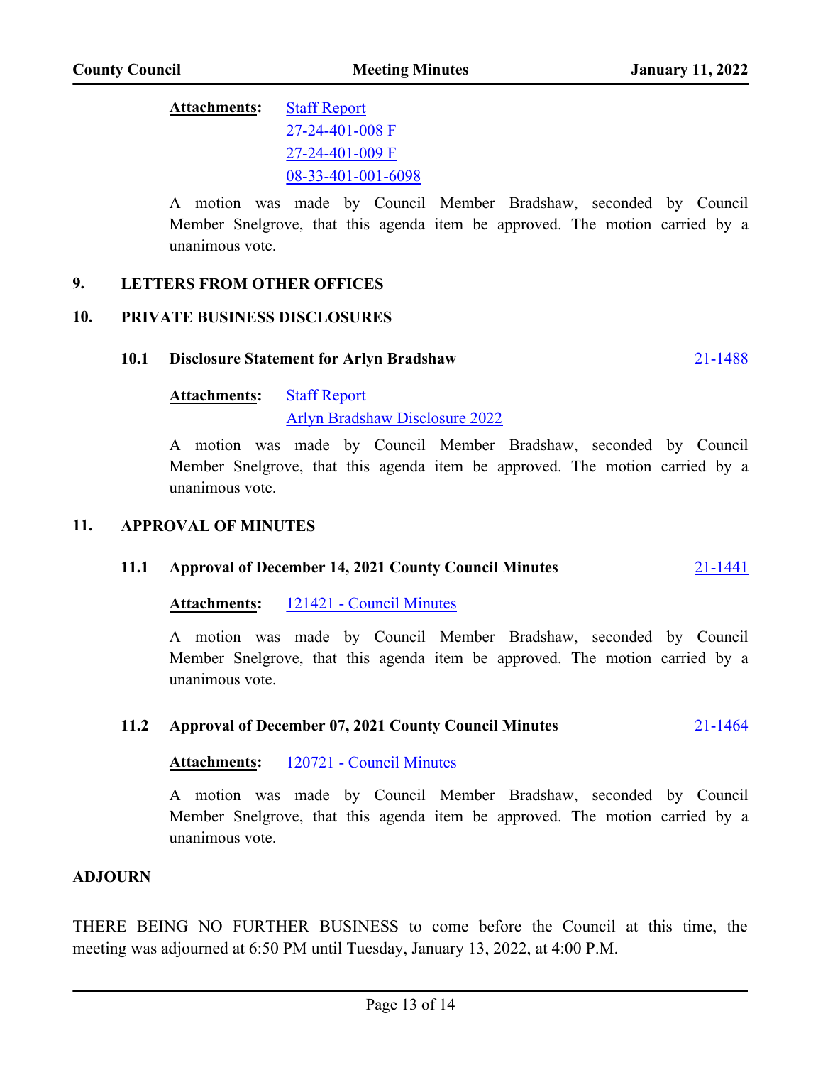**Attachments:** Staff Report
27-24-401-008 F
27-24-401-009 F
08-33-401-001-6098

A motion was made by Council Member Bradshaw, seconded by Council Member Snelgrove, that this agenda item be approved. The motion carried by a unanimous vote.

## 9. LETTERS FROM OTHER OFFICES

## 10. PRIVATE BUSINESS DISCLOSURES

### 10.1 Disclosure Statement for Arlyn Bradshaw — 21-1488

**Attachments:** Staff Report
Arlyn Bradshaw Disclosure 2022

A motion was made by Council Member Bradshaw, seconded by Council Member Snelgrove, that this agenda item be approved. The motion carried by a unanimous vote.

## 11. APPROVAL OF MINUTES

### 11.1 Approval of December 14, 2021 County Council Minutes — 21-1441

**Attachments:** 121421 - Council Minutes

A motion was made by Council Member Bradshaw, seconded by Council Member Snelgrove, that this agenda item be approved. The motion carried by a unanimous vote.

### 11.2 Approval of December 07, 2021 County Council Minutes — 21-1464

**Attachments:** 120721 - Council Minutes

A motion was made by Council Member Bradshaw, seconded by Council Member Snelgrove, that this agenda item be approved. The motion carried by a unanimous vote.

## ADJOURN

THERE BEING NO FURTHER BUSINESS to come before the Council at this time, the meeting was adjourned at 6:50 PM until Tuesday, January 13, 2022, at 4:00 P.M.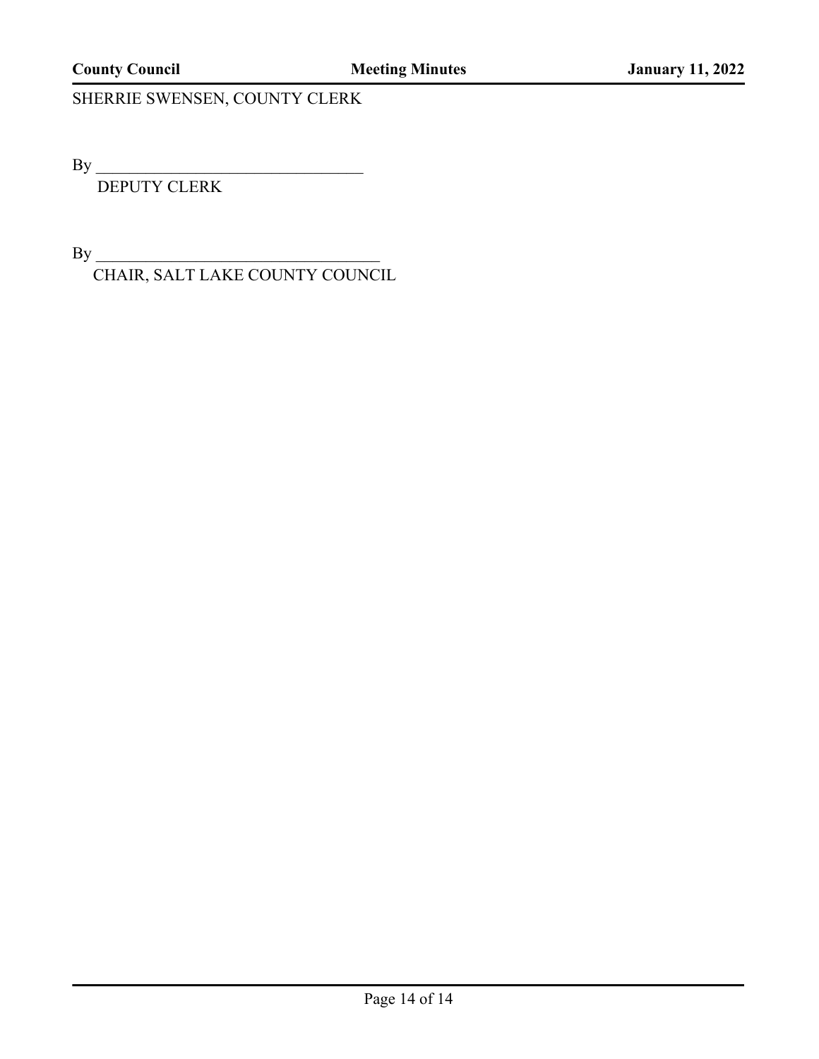SHERRIE SWENSEN, COUNTY CLERK

By ________________________________

DEPUTY CLERK

By __________________________________

CHAIR, SALT LAKE COUNTY COUNCIL